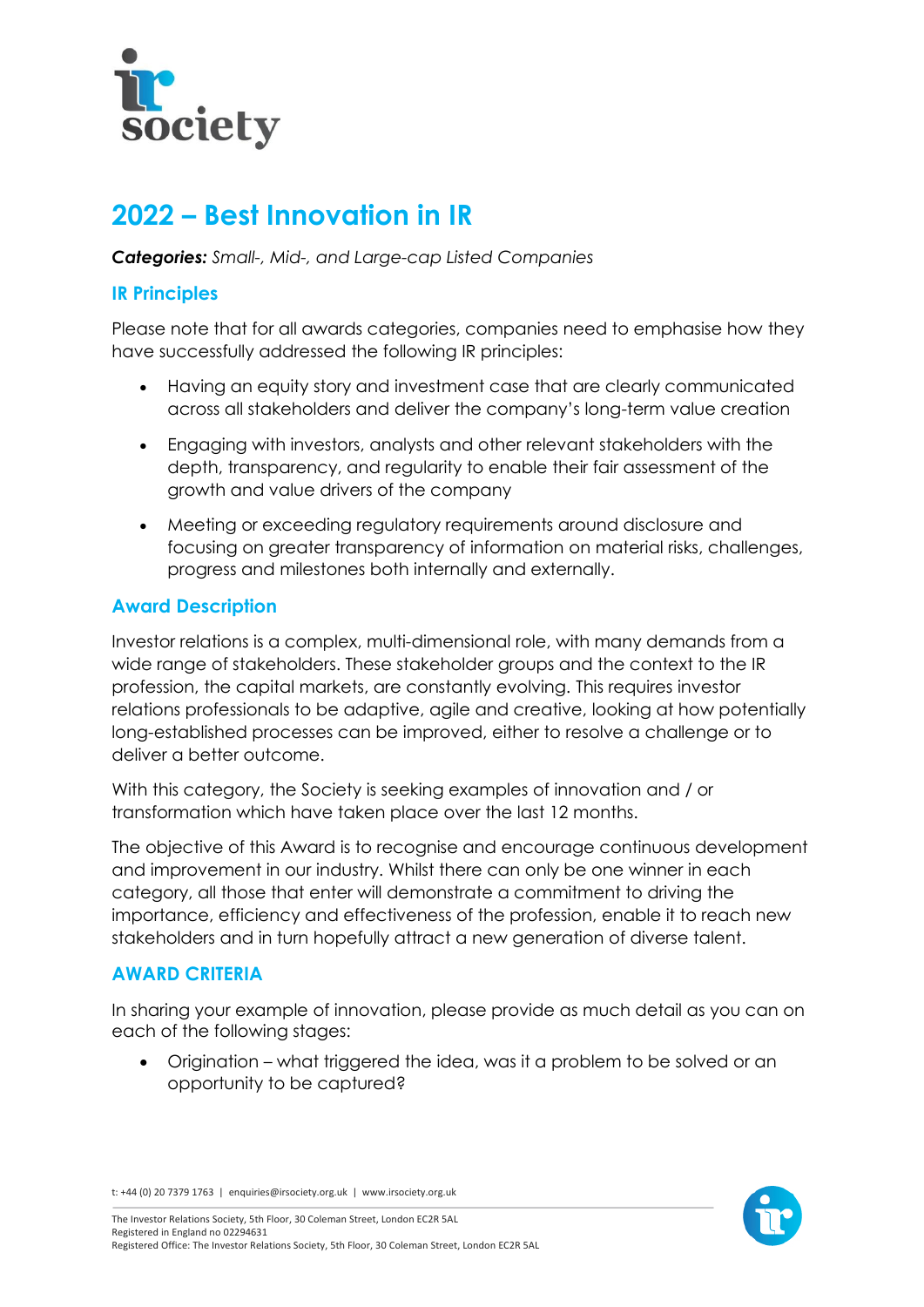# 2022 – Best Innovation in IR

***Categories:*** *Small-, Mid-, and Large-cap Listed Companies*

## IR Principles

Please note that for all awards categories, companies need to emphasise how they have successfully addressed the following IR principles:

- Having an equity story and investment case that are clearly communicated across all stakeholders and deliver the company's long-term value creation
- Engaging with investors, analysts and other relevant stakeholders with the depth, transparency, and regularity to enable their fair assessment of the growth and value drivers of the company
- Meeting or exceeding regulatory requirements around disclosure and focusing on greater transparency of information on material risks, challenges, progress and milestones both internally and externally.

## Award Description

Investor relations is a complex, multi-dimensional role, with many demands from a wide range of stakeholders. These stakeholder groups and the context to the IR profession, the capital markets, are constantly evolving. This requires investor relations professionals to be adaptive, agile and creative, looking at how potentially long-established processes can be improved, either to resolve a challenge or to deliver a better outcome.

With this category, the Society is seeking examples of innovation and / or transformation which have taken place over the last 12 months.

The objective of this Award is to recognise and encourage continuous development and improvement in our industry. Whilst there can only be one winner in each category, all those that enter will demonstrate a commitment to driving the importance, efficiency and effectiveness of the profession, enable it to reach new stakeholders and in turn hopefully attract a new generation of diverse talent.

## AWARD CRITERIA

In sharing your example of innovation, please provide as much detail as you can on each of the following stages:

- Origination – what triggered the idea, was it a problem to be solved or an opportunity to be captured?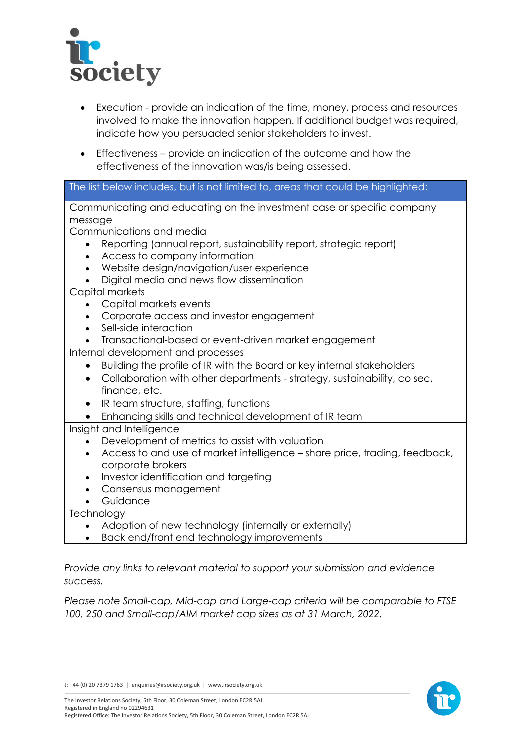- Execution - provide an indication of the time, money, process and resources involved to make the innovation happen. If additional budget was required, indicate how you persuaded senior stakeholders to invest.
- Effectiveness – provide an indication of the outcome and how the effectiveness of the innovation was/is being assessed.

| The list below includes, but is not limited to, areas that could be highlighted: |
|---|
| Communicating and educating on the investment case or specific company message<br>Communications and media<br>• Reporting (annual report, sustainability report, strategic report)<br>• Access to company information<br>• Website design/navigation/user experience<br>• Digital media and news flow dissemination<br>Capital markets<br>• Capital markets events<br>• Corporate access and investor engagement<br>• Sell-side interaction<br>• Transactional-based or event-driven market engagement |
| Internal development and processes<br>• Building the profile of IR with the Board or key internal stakeholders<br>• Collaboration with other departments - strategy, sustainability, co sec, finance, etc.<br>• IR team structure, staffing, functions<br>• Enhancing skills and technical development of IR team |
| Insight and Intelligence<br>• Development of metrics to assist with valuation<br>• Access to and use of market intelligence – share price, trading, feedback, corporate brokers<br>• Investor identification and targeting<br>• Consensus management<br>• Guidance |
| Technology<br>• Adoption of new technology (internally or externally)<br>• Back end/front end technology improvements |

*Provide any links to relevant material to support your submission and evidence success.*

*Please note Small-cap, Mid-cap and Large-cap criteria will be comparable to FTSE 100, 250 and Small-cap/AIM market cap sizes as at 31 March, 2022.*